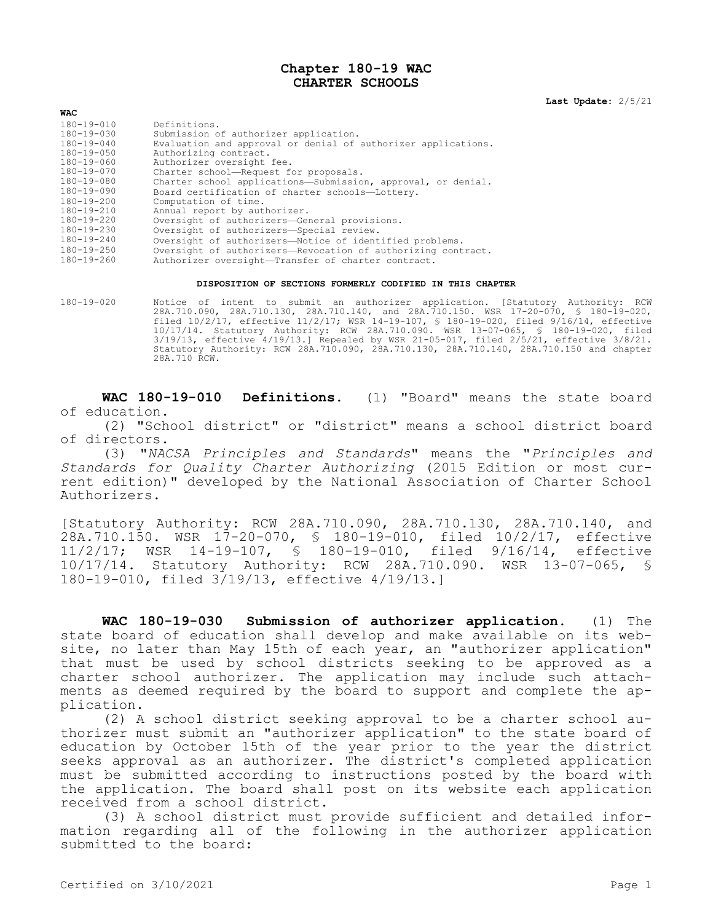# Chapter 180-19 WAC
# CHARTER SCHOOLS

**Last Update:** 2/5/21

**WAC**

| | |
|---|---|
| 180-19-010 | Definitions. |
| 180-19-030 | Submission of authorizer application. |
| 180-19-040 | Evaluation and approval or denial of authorizer applications. |
| 180-19-050 | Authorizing contract. |
| 180-19-060 | Authorizer oversight fee. |
| 180-19-070 | Charter school—Request for proposals. |
| 180-19-080 | Charter school applications—Submission, approval, or denial. |
| 180-19-090 | Board certification of charter schools—Lottery. |
| 180-19-200 | Computation of time. |
| 180-19-210 | Annual report by authorizer. |
| 180-19-220 | Oversight of authorizers—General provisions. |
| 180-19-230 | Oversight of authorizers—Special review. |
| 180-19-240 | Oversight of authorizers—Notice of identified problems. |
| 180-19-250 | Oversight of authorizers—Revocation of authorizing contract. |
| 180-19-260 | Authorizer oversight—Transfer of charter contract. |

**DISPOSITION OF SECTIONS FORMERLY CODIFIED IN THIS CHAPTER**

180-19-020 Notice of intent to submit an authorizer application. [Statutory Authority: RCW 28A.710.090, 28A.710.130, 28A.710.140, and 28A.710.150. WSR 17-20-070, § 180-19-020, filed 10/2/17, effective 11/2/17; WSR 14-19-107, § 180-19-020, filed 9/16/14, effective 10/17/14. Statutory Authority: RCW 28A.710.090. WSR 13-07-065, § 180-19-020, filed 3/19/13, effective 4/19/13.] Repealed by WSR 21-05-017, filed 2/5/21, effective 3/8/21. Statutory Authority: RCW 28A.710.090, 28A.710.130, 28A.710.140, 28A.710.150 and chapter 28A.710 RCW.

**WAC 180-19-010 Definitions.** (1) "Board" means the state board of education.

(2) "School district" or "district" means a school district board of directors.

(3) "*NACSA Principles and Standards*" means the "*Principles and Standards for Quality Charter Authorizing* (2015 Edition or most current edition)" developed by the National Association of Charter School Authorizers.

[Statutory Authority: RCW 28A.710.090, 28A.710.130, 28A.710.140, and 28A.710.150. WSR 17-20-070, § 180-19-010, filed 10/2/17, effective 11/2/17; WSR 14-19-107, § 180-19-010, filed 9/16/14, effective 10/17/14. Statutory Authority: RCW 28A.710.090. WSR 13-07-065, § 180-19-010, filed 3/19/13, effective 4/19/13.]

**WAC 180-19-030 Submission of authorizer application.** (1) The state board of education shall develop and make available on its website, no later than May 15th of each year, an "authorizer application" that must be used by school districts seeking to be approved as a charter school authorizer. The application may include such attachments as deemed required by the board to support and complete the application.

(2) A school district seeking approval to be a charter school authorizer must submit an "authorizer application" to the state board of education by October 15th of the year prior to the year the district seeks approval as an authorizer. The district's completed application must be submitted according to instructions posted by the board with the application. The board shall post on its website each application received from a school district.

(3) A school district must provide sufficient and detailed information regarding all of the following in the authorizer application submitted to the board: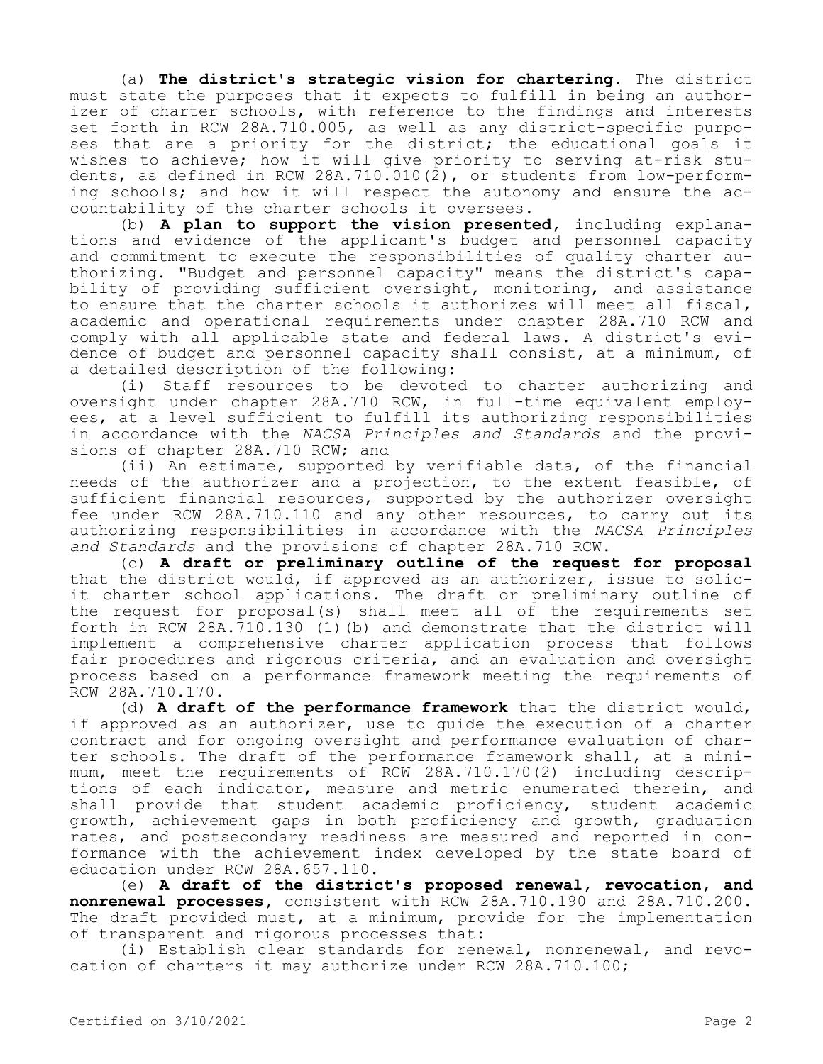(a) **The district's strategic vision for chartering.** The district must state the purposes that it expects to fulfill in being an authorizer of charter schools, with reference to the findings and interests set forth in RCW 28A.710.005, as well as any district-specific purposes that are a priority for the district; the educational goals it wishes to achieve; how it will give priority to serving at-risk students, as defined in RCW 28A.710.010(2), or students from low-performing schools; and how it will respect the autonomy and ensure the accountability of the charter schools it oversees.

(b) **A plan to support the vision presented**, including explanations and evidence of the applicant's budget and personnel capacity and commitment to execute the responsibilities of quality charter authorizing. "Budget and personnel capacity" means the district's capability of providing sufficient oversight, monitoring, and assistance to ensure that the charter schools it authorizes will meet all fiscal, academic and operational requirements under chapter 28A.710 RCW and comply with all applicable state and federal laws. A district's evidence of budget and personnel capacity shall consist, at a minimum, of a detailed description of the following:

(i) Staff resources to be devoted to charter authorizing and oversight under chapter 28A.710 RCW, in full-time equivalent employees, at a level sufficient to fulfill its authorizing responsibilities in accordance with the *NACSA Principles and Standards* and the provisions of chapter 28A.710 RCW; and

(ii) An estimate, supported by verifiable data, of the financial needs of the authorizer and a projection, to the extent feasible, of sufficient financial resources, supported by the authorizer oversight fee under RCW 28A.710.110 and any other resources, to carry out its authorizing responsibilities in accordance with the *NACSA Principles and Standards* and the provisions of chapter 28A.710 RCW.

(c) **A draft or preliminary outline of the request for proposal** that the district would, if approved as an authorizer, issue to solicit charter school applications. The draft or preliminary outline of the request for proposal(s) shall meet all of the requirements set forth in RCW 28A.710.130 (1)(b) and demonstrate that the district will implement a comprehensive charter application process that follows fair procedures and rigorous criteria, and an evaluation and oversight process based on a performance framework meeting the requirements of RCW 28A.710.170.

(d) **A draft of the performance framework** that the district would, if approved as an authorizer, use to guide the execution of a charter contract and for ongoing oversight and performance evaluation of charter schools. The draft of the performance framework shall, at a minimum, meet the requirements of RCW 28A.710.170(2) including descriptions of each indicator, measure and metric enumerated therein, and shall provide that student academic proficiency, student academic growth, achievement gaps in both proficiency and growth, graduation rates, and postsecondary readiness are measured and reported in conformance with the achievement index developed by the state board of education under RCW 28A.657.110.

(e) **A draft of the district's proposed renewal, revocation, and nonrenewal processes**, consistent with RCW 28A.710.190 and 28A.710.200. The draft provided must, at a minimum, provide for the implementation of transparent and rigorous processes that:

(i) Establish clear standards for renewal, nonrenewal, and revocation of charters it may authorize under RCW 28A.710.100;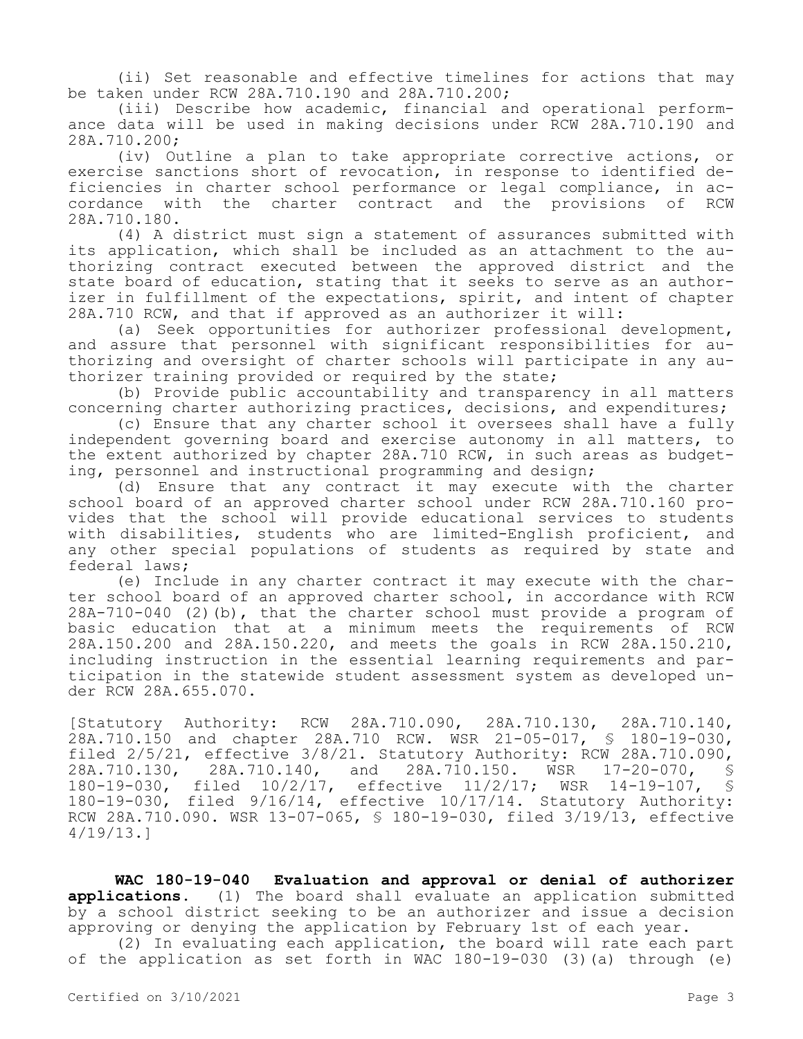(ii) Set reasonable and effective timelines for actions that may be taken under RCW 28A.710.190 and 28A.710.200;

(iii) Describe how academic, financial and operational performance data will be used in making decisions under RCW 28A.710.190 and 28A.710.200;

(iv) Outline a plan to take appropriate corrective actions, or exercise sanctions short of revocation, in response to identified deficiencies in charter school performance or legal compliance, in accordance with the charter contract and the provisions of RCW 28A.710.180.

(4) A district must sign a statement of assurances submitted with its application, which shall be included as an attachment to the authorizing contract executed between the approved district and the state board of education, stating that it seeks to serve as an authorizer in fulfillment of the expectations, spirit, and intent of chapter 28A.710 RCW, and that if approved as an authorizer it will:

(a) Seek opportunities for authorizer professional development, and assure that personnel with significant responsibilities for authorizing and oversight of charter schools will participate in any authorizer training provided or required by the state;

(b) Provide public accountability and transparency in all matters concerning charter authorizing practices, decisions, and expenditures;

(c) Ensure that any charter school it oversees shall have a fully independent governing board and exercise autonomy in all matters, to the extent authorized by chapter 28A.710 RCW, in such areas as budgeting, personnel and instructional programming and design;

(d) Ensure that any contract it may execute with the charter school board of an approved charter school under RCW 28A.710.160 provides that the school will provide educational services to students with disabilities, students who are limited-English proficient, and any other special populations of students as required by state and federal laws;

(e) Include in any charter contract it may execute with the charter school board of an approved charter school, in accordance with RCW 28A-710-040 (2)(b), that the charter school must provide a program of basic education that at a minimum meets the requirements of RCW 28A.150.200 and 28A.150.220, and meets the goals in RCW 28A.150.210, including instruction in the essential learning requirements and participation in the statewide student assessment system as developed under RCW 28A.655.070.

[Statutory Authority: RCW 28A.710.090, 28A.710.130, 28A.710.140, 28A.710.150 and chapter 28A.710 RCW. WSR 21-05-017, § 180-19-030, filed 2/5/21, effective 3/8/21. Statutory Authority: RCW 28A.710.090, 28A.710.130, 28A.710.140, and 28A.710.150. WSR 17-20-070, § 180-19-030, filed 10/2/17, effective 11/2/17; WSR 14-19-107, § 180-19-030, filed 9/16/14, effective 10/17/14. Statutory Authority: RCW 28A.710.090. WSR 13-07-065, § 180-19-030, filed 3/19/13, effective 4/19/13.]

**WAC 180-19-040 Evaluation and approval or denial of authorizer applications.** (1) The board shall evaluate an application submitted by a school district seeking to be an authorizer and issue a decision approving or denying the application by February 1st of each year.

(2) In evaluating each application, the board will rate each part of the application as set forth in WAC 180-19-030 (3)(a) through (e)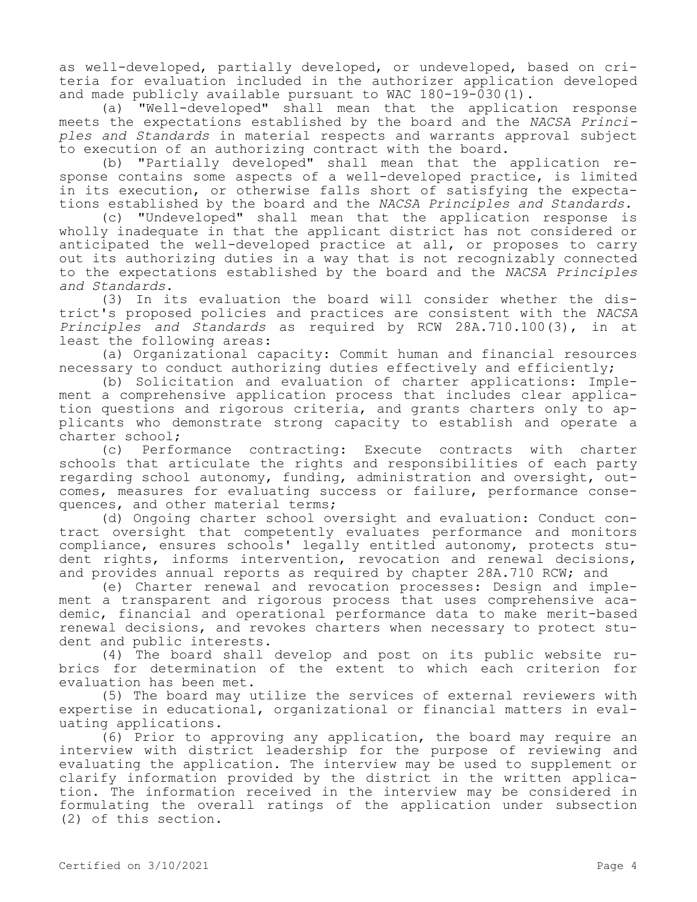as well-developed, partially developed, or undeveloped, based on criteria for evaluation included in the authorizer application developed and made publicly available pursuant to WAC 180-19-030(1).

(a) "Well-developed" shall mean that the application response meets the expectations established by the board and the *NACSA Principles and Standards* in material respects and warrants approval subject to execution of an authorizing contract with the board.

(b) "Partially developed" shall mean that the application response contains some aspects of a well-developed practice, is limited in its execution, or otherwise falls short of satisfying the expectations established by the board and the *NACSA Principles and Standards*.

(c) "Undeveloped" shall mean that the application response is wholly inadequate in that the applicant district has not considered or anticipated the well-developed practice at all, or proposes to carry out its authorizing duties in a way that is not recognizably connected to the expectations established by the board and the *NACSA Principles and Standards*.

(3) In its evaluation the board will consider whether the district's proposed policies and practices are consistent with the *NACSA Principles and Standards* as required by RCW 28A.710.100(3), in at least the following areas:

(a) Organizational capacity: Commit human and financial resources necessary to conduct authorizing duties effectively and efficiently;

(b) Solicitation and evaluation of charter applications: Implement a comprehensive application process that includes clear application questions and rigorous criteria, and grants charters only to applicants who demonstrate strong capacity to establish and operate a charter school;

(c) Performance contracting: Execute contracts with charter schools that articulate the rights and responsibilities of each party regarding school autonomy, funding, administration and oversight, outcomes, measures for evaluating success or failure, performance consequences, and other material terms;

(d) Ongoing charter school oversight and evaluation: Conduct contract oversight that competently evaluates performance and monitors compliance, ensures schools' legally entitled autonomy, protects student rights, informs intervention, revocation and renewal decisions, and provides annual reports as required by chapter 28A.710 RCW; and

(e) Charter renewal and revocation processes: Design and implement a transparent and rigorous process that uses comprehensive academic, financial and operational performance data to make merit-based renewal decisions, and revokes charters when necessary to protect student and public interests.

(4) The board shall develop and post on its public website rubrics for determination of the extent to which each criterion for evaluation has been met.

(5) The board may utilize the services of external reviewers with expertise in educational, organizational or financial matters in evaluating applications.

(6) Prior to approving any application, the board may require an interview with district leadership for the purpose of reviewing and evaluating the application. The interview may be used to supplement or clarify information provided by the district in the written application. The information received in the interview may be considered in formulating the overall ratings of the application under subsection (2) of this section.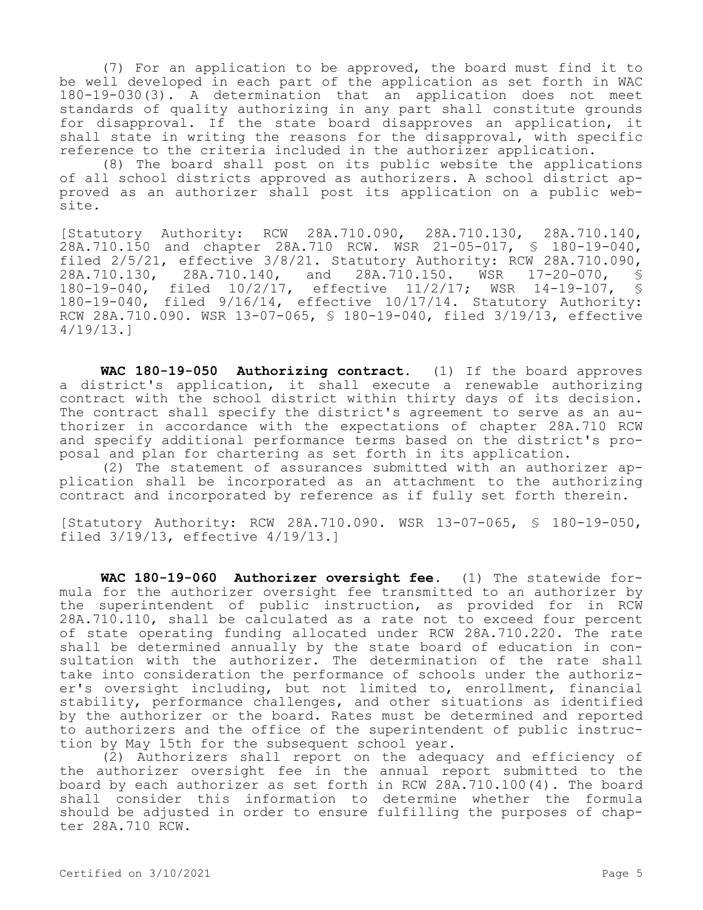(7) For an application to be approved, the board must find it to be well developed in each part of the application as set forth in WAC 180-19-030(3). A determination that an application does not meet standards of quality authorizing in any part shall constitute grounds for disapproval. If the state board disapproves an application, it shall state in writing the reasons for the disapproval, with specific reference to the criteria included in the authorizer application.

(8) The board shall post on its public website the applications of all school districts approved as authorizers. A school district approved as an authorizer shall post its application on a public website.

[Statutory Authority: RCW 28A.710.090, 28A.710.130, 28A.710.140, 28A.710.150 and chapter 28A.710 RCW. WSR 21-05-017, § 180-19-040, filed 2/5/21, effective 3/8/21. Statutory Authority: RCW 28A.710.090, 28A.710.130, 28A.710.140, and 28A.710.150. WSR 17-20-070, § 180-19-040, filed 10/2/17, effective 11/2/17; WSR 14-19-107, § 180-19-040, filed 9/16/14, effective 10/17/14. Statutory Authority: RCW 28A.710.090. WSR 13-07-065, § 180-19-040, filed 3/19/13, effective 4/19/13.]

**WAC 180-19-050 Authorizing contract.** (1) If the board approves a district's application, it shall execute a renewable authorizing contract with the school district within thirty days of its decision. The contract shall specify the district's agreement to serve as an authorizer in accordance with the expectations of chapter 28A.710 RCW and specify additional performance terms based on the district's proposal and plan for chartering as set forth in its application.

(2) The statement of assurances submitted with an authorizer application shall be incorporated as an attachment to the authorizing contract and incorporated by reference as if fully set forth therein.

[Statutory Authority: RCW 28A.710.090. WSR 13-07-065, § 180-19-050, filed 3/19/13, effective 4/19/13.]

**WAC 180-19-060 Authorizer oversight fee.** (1) The statewide formula for the authorizer oversight fee transmitted to an authorizer by the superintendent of public instruction, as provided for in RCW 28A.710.110, shall be calculated as a rate not to exceed four percent of state operating funding allocated under RCW 28A.710.220. The rate shall be determined annually by the state board of education in consultation with the authorizer. The determination of the rate shall take into consideration the performance of schools under the authorizer's oversight including, but not limited to, enrollment, financial stability, performance challenges, and other situations as identified by the authorizer or the board. Rates must be determined and reported to authorizers and the office of the superintendent of public instruction by May 15th for the subsequent school year.

(2) Authorizers shall report on the adequacy and efficiency of the authorizer oversight fee in the annual report submitted to the board by each authorizer as set forth in RCW 28A.710.100(4). The board shall consider this information to determine whether the formula should be adjusted in order to ensure fulfilling the purposes of chapter 28A.710 RCW.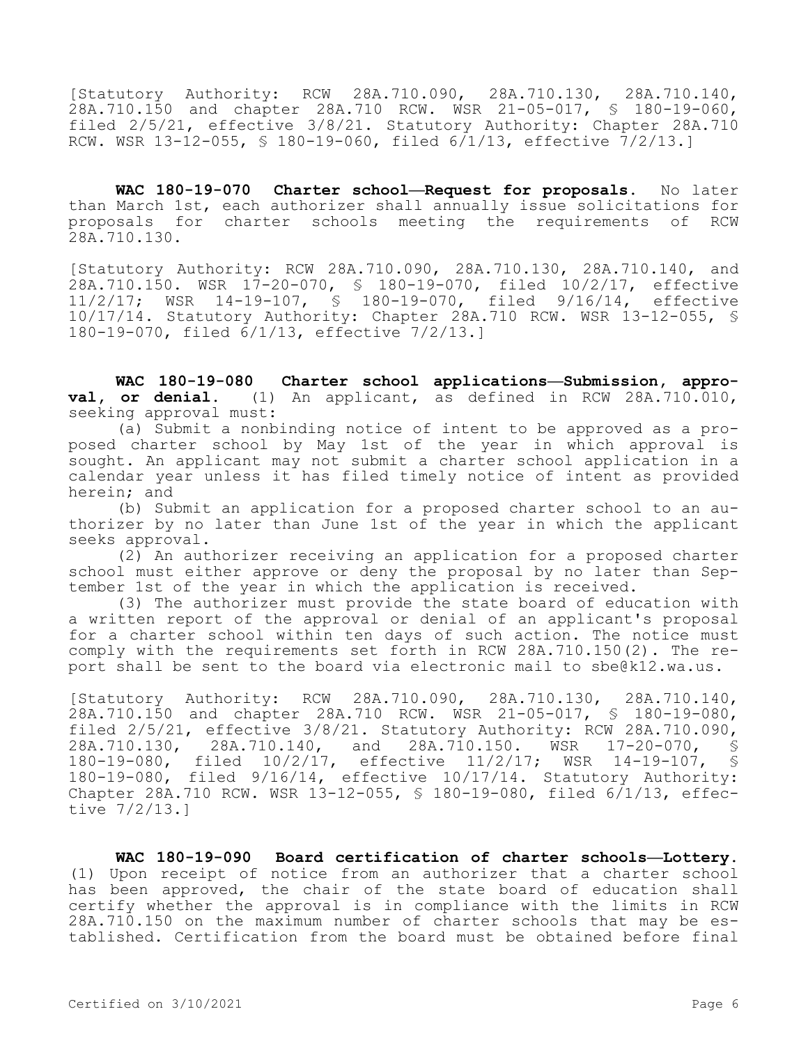[Statutory Authority: RCW 28A.710.090, 28A.710.130, 28A.710.140, 28A.710.150 and chapter 28A.710 RCW. WSR 21-05-017, § 180-19-060, filed 2/5/21, effective 3/8/21. Statutory Authority: Chapter 28A.710 RCW. WSR 13-12-055, § 180-19-060, filed 6/1/13, effective 7/2/13.]

**WAC 180-19-070 Charter school—Request for proposals.** No later than March 1st, each authorizer shall annually issue solicitations for proposals for charter schools meeting the requirements of RCW 28A.710.130.

[Statutory Authority: RCW 28A.710.090, 28A.710.130, 28A.710.140, and 28A.710.150. WSR 17-20-070, § 180-19-070, filed 10/2/17, effective 11/2/17; WSR 14-19-107, § 180-19-070, filed 9/16/14, effective 10/17/14. Statutory Authority: Chapter 28A.710 RCW. WSR 13-12-055, § 180-19-070, filed 6/1/13, effective 7/2/13.]

**WAC 180-19-080 Charter school applications—Submission, approval, or denial.** (1) An applicant, as defined in RCW 28A.710.010, seeking approval must:

(a) Submit a nonbinding notice of intent to be approved as a proposed charter school by May 1st of the year in which approval is sought. An applicant may not submit a charter school application in a calendar year unless it has filed timely notice of intent as provided herein; and

(b) Submit an application for a proposed charter school to an authorizer by no later than June 1st of the year in which the applicant seeks approval.

(2) An authorizer receiving an application for a proposed charter school must either approve or deny the proposal by no later than September 1st of the year in which the application is received.

(3) The authorizer must provide the state board of education with a written report of the approval or denial of an applicant's proposal for a charter school within ten days of such action. The notice must comply with the requirements set forth in RCW 28A.710.150(2). The report shall be sent to the board via electronic mail to sbe@k12.wa.us.

[Statutory Authority: RCW 28A.710.090, 28A.710.130, 28A.710.140, 28A.710.150 and chapter 28A.710 RCW. WSR 21-05-017, § 180-19-080, filed 2/5/21, effective 3/8/21. Statutory Authority: RCW 28A.710.090, 28A.710.130, 28A.710.140, and 28A.710.150. WSR 17-20-070, § 180-19-080, filed 10/2/17, effective 11/2/17; WSR 14-19-107, § 180-19-080, filed 9/16/14, effective 10/17/14. Statutory Authority: Chapter 28A.710 RCW. WSR 13-12-055, § 180-19-080, filed 6/1/13, effective 7/2/13.]

**WAC 180-19-090 Board certification of charter schools—Lottery.** (1) Upon receipt of notice from an authorizer that a charter school has been approved, the chair of the state board of education shall certify whether the approval is in compliance with the limits in RCW 28A.710.150 on the maximum number of charter schools that may be established. Certification from the board must be obtained before final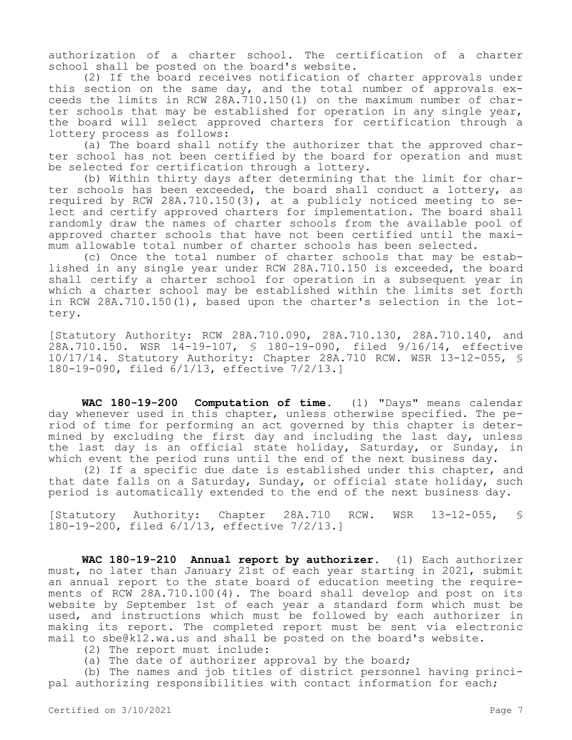authorization of a charter school. The certification of a charter school shall be posted on the board's website.

(2) If the board receives notification of charter approvals under this section on the same day, and the total number of approvals exceeds the limits in RCW 28A.710.150(1) on the maximum number of charter schools that may be established for operation in any single year, the board will select approved charters for certification through a lottery process as follows:

(a) The board shall notify the authorizer that the approved charter school has not been certified by the board for operation and must be selected for certification through a lottery.

(b) Within thirty days after determining that the limit for charter schools has been exceeded, the board shall conduct a lottery, as required by RCW 28A.710.150(3), at a publicly noticed meeting to select and certify approved charters for implementation. The board shall randomly draw the names of charter schools from the available pool of approved charter schools that have not been certified until the maximum allowable total number of charter schools has been selected.

(c) Once the total number of charter schools that may be established in any single year under RCW 28A.710.150 is exceeded, the board shall certify a charter school for operation in a subsequent year in which a charter school may be established within the limits set forth in RCW 28A.710.150(1), based upon the charter's selection in the lottery.

[Statutory Authority: RCW 28A.710.090, 28A.710.130, 28A.710.140, and 28A.710.150. WSR 14-19-107, § 180-19-090, filed 9/16/14, effective 10/17/14. Statutory Authority: Chapter 28A.710 RCW. WSR 13-12-055, § 180-19-090, filed 6/1/13, effective 7/2/13.]

**WAC 180-19-200 Computation of time.** (1) "Days" means calendar day whenever used in this chapter, unless otherwise specified. The period of time for performing an act governed by this chapter is determined by excluding the first day and including the last day, unless the last day is an official state holiday, Saturday, or Sunday, in which event the period runs until the end of the next business day.

(2) If a specific due date is established under this chapter, and that date falls on a Saturday, Sunday, or official state holiday, such period is automatically extended to the end of the next business day.

[Statutory Authority: Chapter 28A.710 RCW. WSR 13-12-055, § 180-19-200, filed 6/1/13, effective 7/2/13.]

**WAC 180-19-210 Annual report by authorizer.** (1) Each authorizer must, no later than January 21st of each year starting in 2021, submit an annual report to the state board of education meeting the requirements of RCW 28A.710.100(4). The board shall develop and post on its website by September 1st of each year a standard form which must be used, and instructions which must be followed by each authorizer in making its report. The completed report must be sent via electronic mail to sbe@k12.wa.us and shall be posted on the board's website.

(2) The report must include:

(a) The date of authorizer approval by the board;

(b) The names and job titles of district personnel having principal authorizing responsibilities with contact information for each;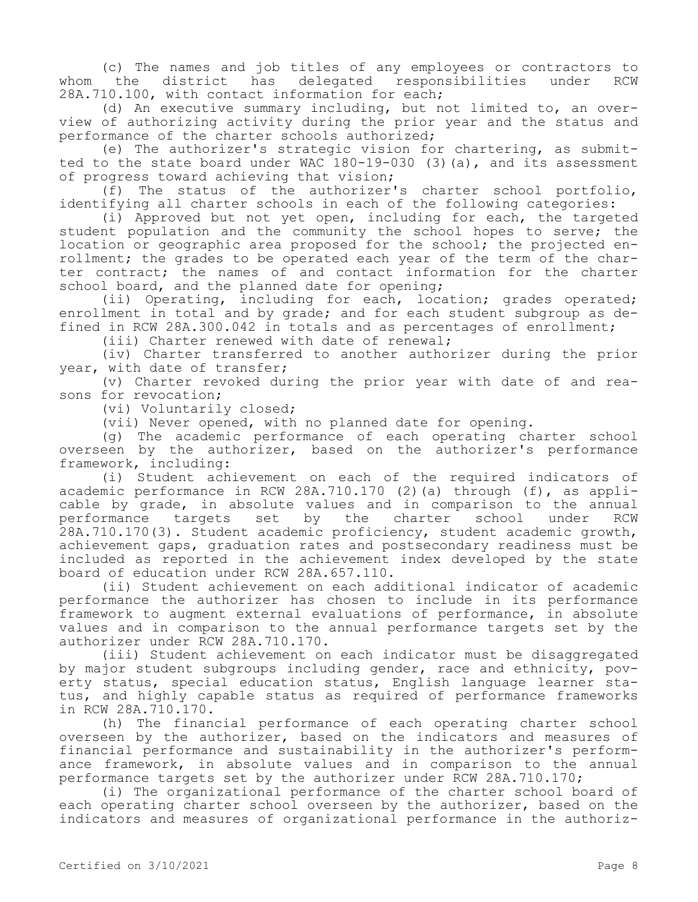(c) The names and job titles of any employees or contractors to whom the district has delegated responsibilities under RCW 28A.710.100, with contact information for each;

(d) An executive summary including, but not limited to, an overview of authorizing activity during the prior year and the status and performance of the charter schools authorized;

(e) The authorizer's strategic vision for chartering, as submitted to the state board under WAC 180-19-030 (3)(a), and its assessment of progress toward achieving that vision;

(f) The status of the authorizer's charter school portfolio, identifying all charter schools in each of the following categories:

(i) Approved but not yet open, including for each, the targeted student population and the community the school hopes to serve; the location or geographic area proposed for the school; the projected enrollment; the grades to be operated each year of the term of the charter contract; the names of and contact information for the charter school board, and the planned date for opening;

(ii) Operating, including for each, location; grades operated; enrollment in total and by grade; and for each student subgroup as defined in RCW 28A.300.042 in totals and as percentages of enrollment;

(iii) Charter renewed with date of renewal;

(iv) Charter transferred to another authorizer during the prior year, with date of transfer;

(v) Charter revoked during the prior year with date of and reasons for revocation;

(vi) Voluntarily closed;

(vii) Never opened, with no planned date for opening.

(g) The academic performance of each operating charter school overseen by the authorizer, based on the authorizer's performance framework, including:

(i) Student achievement on each of the required indicators of academic performance in RCW 28A.710.170 (2)(a) through (f), as applicable by grade, in absolute values and in comparison to the annual performance targets set by the charter school under RCW 28A.710.170(3). Student academic proficiency, student academic growth, achievement gaps, graduation rates and postsecondary readiness must be included as reported in the achievement index developed by the state board of education under RCW 28A.657.110.

(ii) Student achievement on each additional indicator of academic performance the authorizer has chosen to include in its performance framework to augment external evaluations of performance, in absolute values and in comparison to the annual performance targets set by the authorizer under RCW 28A.710.170.

(iii) Student achievement on each indicator must be disaggregated by major student subgroups including gender, race and ethnicity, poverty status, special education status, English language learner status, and highly capable status as required of performance frameworks in RCW 28A.710.170.

(h) The financial performance of each operating charter school overseen by the authorizer, based on the indicators and measures of financial performance and sustainability in the authorizer's performance framework, in absolute values and in comparison to the annual performance targets set by the authorizer under RCW 28A.710.170;

(i) The organizational performance of the charter school board of each operating charter school overseen by the authorizer, based on the indicators and measures of organizational performance in the authoriz-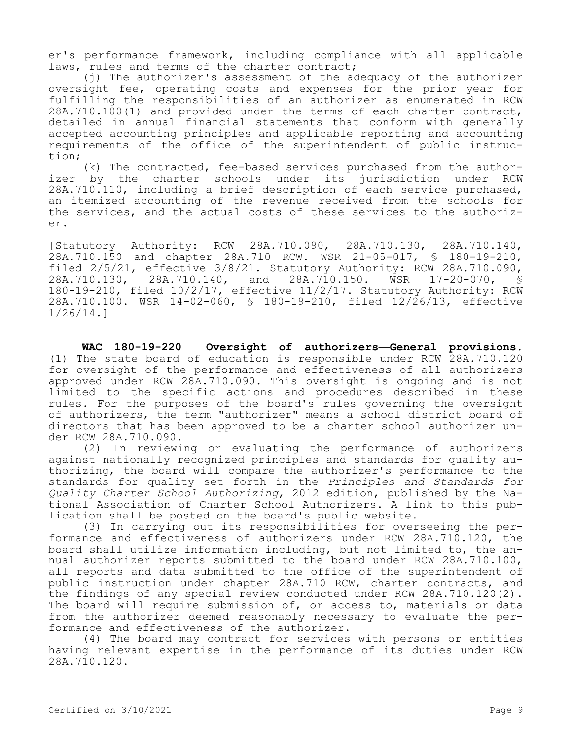er's performance framework, including compliance with all applicable laws, rules and terms of the charter contract;

(j) The authorizer's assessment of the adequacy of the authorizer oversight fee, operating costs and expenses for the prior year for fulfilling the responsibilities of an authorizer as enumerated in RCW 28A.710.100(1) and provided under the terms of each charter contract, detailed in annual financial statements that conform with generally accepted accounting principles and applicable reporting and accounting requirements of the office of the superintendent of public instruction;

(k) The contracted, fee-based services purchased from the authorizer by the charter schools under its jurisdiction under RCW 28A.710.110, including a brief description of each service purchased, an itemized accounting of the revenue received from the schools for the services, and the actual costs of these services to the authorizer.

[Statutory Authority: RCW 28A.710.090, 28A.710.130, 28A.710.140, 28A.710.150 and chapter 28A.710 RCW. WSR 21-05-017, § 180-19-210, filed 2/5/21, effective 3/8/21. Statutory Authority: RCW 28A.710.090, 28A.710.130, 28A.710.140, and 28A.710.150. WSR 17-20-070, § 180-19-210, filed 10/2/17, effective 11/2/17. Statutory Authority: RCW 28A.710.100. WSR 14-02-060, § 180-19-210, filed 12/26/13, effective 1/26/14.]

**WAC 180-19-220 Oversight of authorizers—General provisions.** (1) The state board of education is responsible under RCW 28A.710.120 for oversight of the performance and effectiveness of all authorizers approved under RCW 28A.710.090. This oversight is ongoing and is not limited to the specific actions and procedures described in these rules. For the purposes of the board's rules governing the oversight of authorizers, the term "authorizer" means a school district board of directors that has been approved to be a charter school authorizer under RCW 28A.710.090.

(2) In reviewing or evaluating the performance of authorizers against nationally recognized principles and standards for quality authorizing, the board will compare the authorizer's performance to the standards for quality set forth in the *Principles and Standards for Quality Charter School Authorizing*, 2012 edition, published by the National Association of Charter School Authorizers. A link to this publication shall be posted on the board's public website.

(3) In carrying out its responsibilities for overseeing the performance and effectiveness of authorizers under RCW 28A.710.120, the board shall utilize information including, but not limited to, the annual authorizer reports submitted to the board under RCW 28A.710.100, all reports and data submitted to the office of the superintendent of public instruction under chapter 28A.710 RCW, charter contracts, and the findings of any special review conducted under RCW 28A.710.120(2). The board will require submission of, or access to, materials or data from the authorizer deemed reasonably necessary to evaluate the performance and effectiveness of the authorizer.

(4) The board may contract for services with persons or entities having relevant expertise in the performance of its duties under RCW 28A.710.120.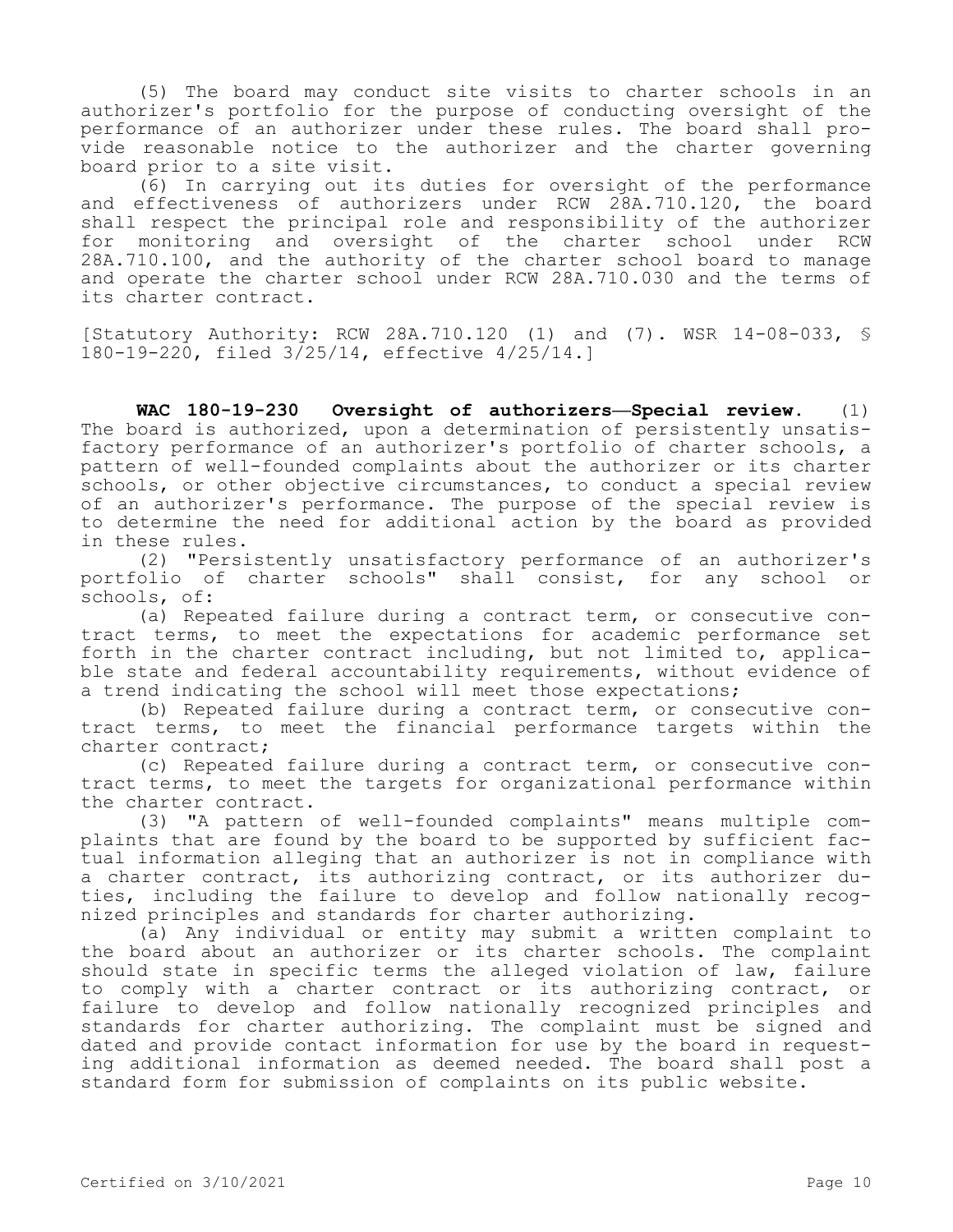(5) The board may conduct site visits to charter schools in an authorizer's portfolio for the purpose of conducting oversight of the performance of an authorizer under these rules. The board shall provide reasonable notice to the authorizer and the charter governing board prior to a site visit.

(6) In carrying out its duties for oversight of the performance and effectiveness of authorizers under RCW 28A.710.120, the board shall respect the principal role and responsibility of the authorizer for monitoring and oversight of the charter school under RCW 28A.710.100, and the authority of the charter school board to manage and operate the charter school under RCW 28A.710.030 and the terms of its charter contract.

[Statutory Authority: RCW 28A.710.120 (1) and (7). WSR 14-08-033, § 180-19-220, filed 3/25/14, effective 4/25/14.]

**WAC 180-19-230 Oversight of authorizers—Special review.** (1) The board is authorized, upon a determination of persistently unsatisfactory performance of an authorizer's portfolio of charter schools, a pattern of well-founded complaints about the authorizer or its charter schools, or other objective circumstances, to conduct a special review of an authorizer's performance. The purpose of the special review is to determine the need for additional action by the board as provided in these rules.

(2) "Persistently unsatisfactory performance of an authorizer's portfolio of charter schools" shall consist, for any school or schools, of:

(a) Repeated failure during a contract term, or consecutive contract terms, to meet the expectations for academic performance set forth in the charter contract including, but not limited to, applicable state and federal accountability requirements, without evidence of a trend indicating the school will meet those expectations;

(b) Repeated failure during a contract term, or consecutive contract terms, to meet the financial performance targets within the charter contract;

(c) Repeated failure during a contract term, or consecutive contract terms, to meet the targets for organizational performance within the charter contract.

(3) "A pattern of well-founded complaints" means multiple complaints that are found by the board to be supported by sufficient factual information alleging that an authorizer is not in compliance with a charter contract, its authorizing contract, or its authorizer duties, including the failure to develop and follow nationally recognized principles and standards for charter authorizing.

(a) Any individual or entity may submit a written complaint to the board about an authorizer or its charter schools. The complaint should state in specific terms the alleged violation of law, failure to comply with a charter contract or its authorizing contract, or failure to develop and follow nationally recognized principles and standards for charter authorizing. The complaint must be signed and dated and provide contact information for use by the board in requesting additional information as deemed needed. The board shall post a standard form for submission of complaints on its public website.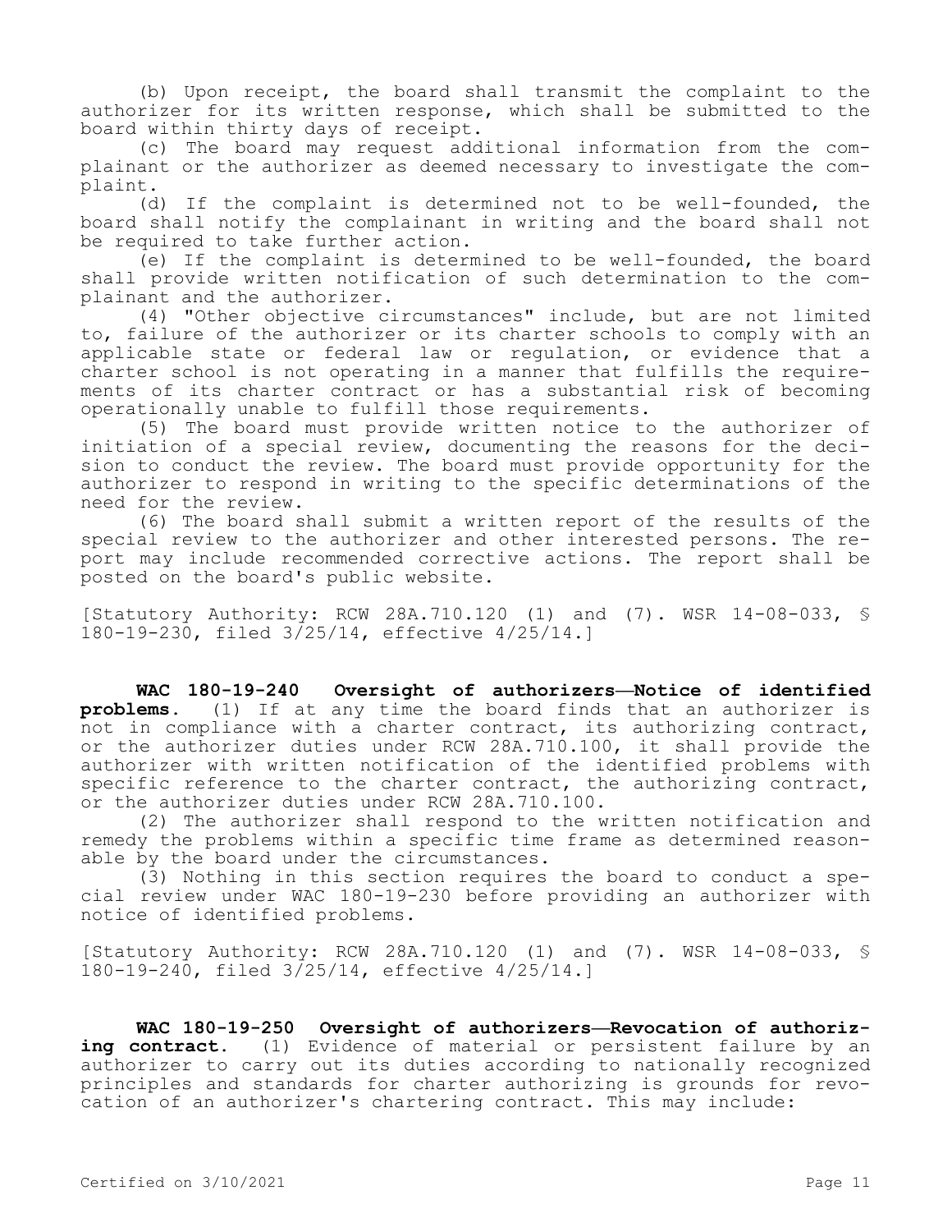(b) Upon receipt, the board shall transmit the complaint to the authorizer for its written response, which shall be submitted to the board within thirty days of receipt.

(c) The board may request additional information from the complainant or the authorizer as deemed necessary to investigate the complaint.

(d) If the complaint is determined not to be well-founded, the board shall notify the complainant in writing and the board shall not be required to take further action.

(e) If the complaint is determined to be well-founded, the board shall provide written notification of such determination to the complainant and the authorizer.

(4) "Other objective circumstances" include, but are not limited to, failure of the authorizer or its charter schools to comply with an applicable state or federal law or regulation, or evidence that a charter school is not operating in a manner that fulfills the requirements of its charter contract or has a substantial risk of becoming operationally unable to fulfill those requirements.

(5) The board must provide written notice to the authorizer of initiation of a special review, documenting the reasons for the decision to conduct the review. The board must provide opportunity for the authorizer to respond in writing to the specific determinations of the need for the review.

(6) The board shall submit a written report of the results of the special review to the authorizer and other interested persons. The report may include recommended corrective actions. The report shall be posted on the board's public website.

[Statutory Authority: RCW 28A.710.120 (1) and (7). WSR 14-08-033, § 180-19-230, filed 3/25/14, effective 4/25/14.]

**WAC 180-19-240 Oversight of authorizers—Notice of identified problems.** (1) If at any time the board finds that an authorizer is not in compliance with a charter contract, its authorizing contract, or the authorizer duties under RCW 28A.710.100, it shall provide the authorizer with written notification of the identified problems with specific reference to the charter contract, the authorizing contract, or the authorizer duties under RCW 28A.710.100.

(2) The authorizer shall respond to the written notification and remedy the problems within a specific time frame as determined reasonable by the board under the circumstances.

(3) Nothing in this section requires the board to conduct a special review under WAC 180-19-230 before providing an authorizer with notice of identified problems.

[Statutory Authority: RCW 28A.710.120 (1) and (7). WSR 14-08-033, § 180-19-240, filed 3/25/14, effective 4/25/14.]

**WAC 180-19-250 Oversight of authorizers—Revocation of authorizing contract.** (1) Evidence of material or persistent failure by an authorizer to carry out its duties according to nationally recognized principles and standards for charter authorizing is grounds for revocation of an authorizer's chartering contract. This may include: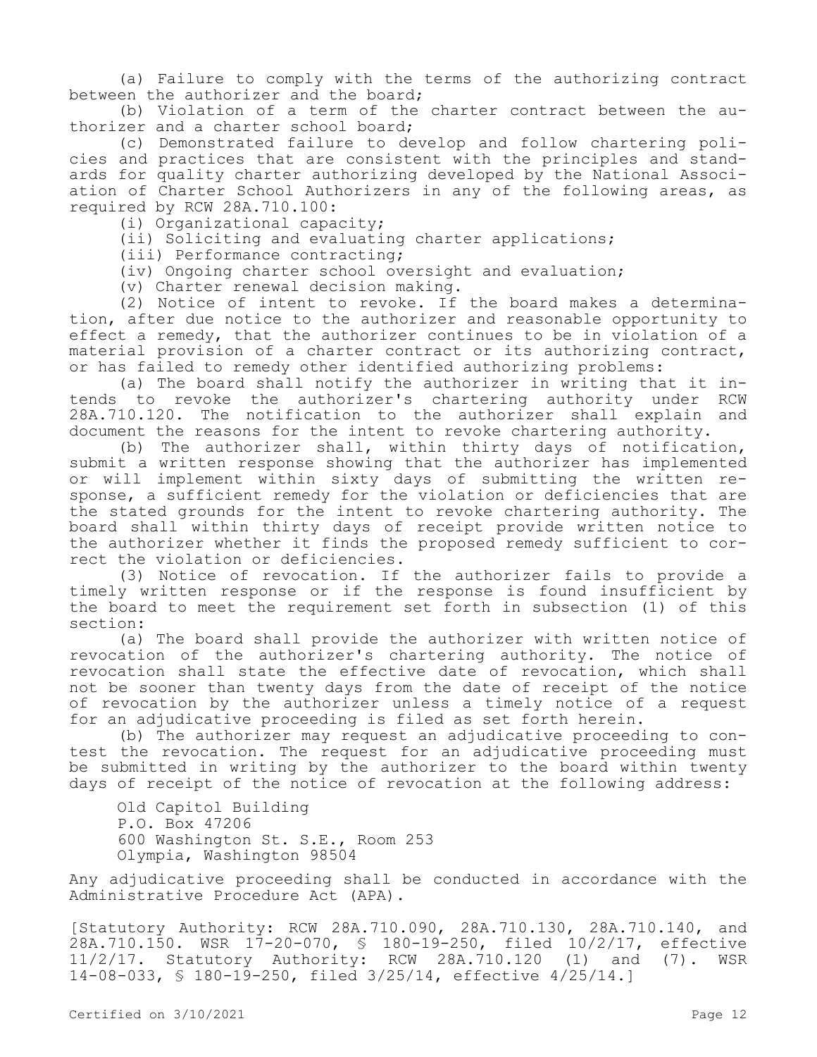(a) Failure to comply with the terms of the authorizing contract between the authorizer and the board;

(b) Violation of a term of the charter contract between the authorizer and a charter school board;

(c) Demonstrated failure to develop and follow chartering policies and practices that are consistent with the principles and standards for quality charter authorizing developed by the National Association of Charter School Authorizers in any of the following areas, as required by RCW 28A.710.100:

(i) Organizational capacity;

(ii) Soliciting and evaluating charter applications;

(iii) Performance contracting;

(iv) Ongoing charter school oversight and evaluation;

(v) Charter renewal decision making.

(2) Notice of intent to revoke. If the board makes a determination, after due notice to the authorizer and reasonable opportunity to effect a remedy, that the authorizer continues to be in violation of a material provision of a charter contract or its authorizing contract, or has failed to remedy other identified authorizing problems:

(a) The board shall notify the authorizer in writing that it intends to revoke the authorizer's chartering authority under RCW 28A.710.120. The notification to the authorizer shall explain and document the reasons for the intent to revoke chartering authority.

(b) The authorizer shall, within thirty days of notification, submit a written response showing that the authorizer has implemented or will implement within sixty days of submitting the written response, a sufficient remedy for the violation or deficiencies that are the stated grounds for the intent to revoke chartering authority. The board shall within thirty days of receipt provide written notice to the authorizer whether it finds the proposed remedy sufficient to correct the violation or deficiencies.

(3) Notice of revocation. If the authorizer fails to provide a timely written response or if the response is found insufficient by the board to meet the requirement set forth in subsection (1) of this section:

(a) The board shall provide the authorizer with written notice of revocation of the authorizer's chartering authority. The notice of revocation shall state the effective date of revocation, which shall not be sooner than twenty days from the date of receipt of the notice of revocation by the authorizer unless a timely notice of a request for an adjudicative proceeding is filed as set forth herein.

(b) The authorizer may request an adjudicative proceeding to contest the revocation. The request for an adjudicative proceeding must be submitted in writing by the authorizer to the board within twenty days of receipt of the notice of revocation at the following address:

Old Capitol Building
P.O. Box 47206
600 Washington St. S.E., Room 253
Olympia, Washington 98504

Any adjudicative proceeding shall be conducted in accordance with the Administrative Procedure Act (APA).

[Statutory Authority: RCW 28A.710.090, 28A.710.130, 28A.710.140, and 28A.710.150. WSR 17-20-070, § 180-19-250, filed 10/2/17, effective 11/2/17. Statutory Authority: RCW 28A.710.120 (1) and (7). WSR 14-08-033, § 180-19-250, filed 3/25/14, effective 4/25/14.]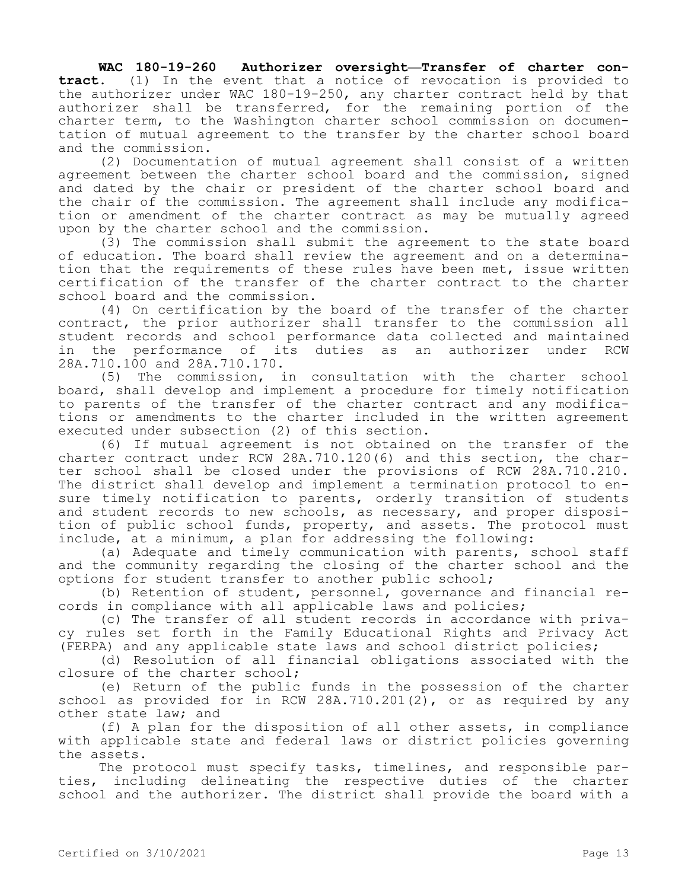**WAC 180-19-260 Authorizer oversight—Transfer of charter contract.** (1) In the event that a notice of revocation is provided to the authorizer under WAC 180-19-250, any charter contract held by that authorizer shall be transferred, for the remaining portion of the charter term, to the Washington charter school commission on documentation of mutual agreement to the transfer by the charter school board and the commission.

(2) Documentation of mutual agreement shall consist of a written agreement between the charter school board and the commission, signed and dated by the chair or president of the charter school board and the chair of the commission. The agreement shall include any modification or amendment of the charter contract as may be mutually agreed upon by the charter school and the commission.

(3) The commission shall submit the agreement to the state board of education. The board shall review the agreement and on a determination that the requirements of these rules have been met, issue written certification of the transfer of the charter contract to the charter school board and the commission.

(4) On certification by the board of the transfer of the charter contract, the prior authorizer shall transfer to the commission all student records and school performance data collected and maintained in the performance of its duties as an authorizer under RCW 28A.710.100 and 28A.710.170.

(5) The commission, in consultation with the charter school board, shall develop and implement a procedure for timely notification to parents of the transfer of the charter contract and any modifications or amendments to the charter included in the written agreement executed under subsection (2) of this section.

(6) If mutual agreement is not obtained on the transfer of the charter contract under RCW 28A.710.120(6) and this section, the charter school shall be closed under the provisions of RCW 28A.710.210. The district shall develop and implement a termination protocol to ensure timely notification to parents, orderly transition of students and student records to new schools, as necessary, and proper disposition of public school funds, property, and assets. The protocol must include, at a minimum, a plan for addressing the following:

(a) Adequate and timely communication with parents, school staff and the community regarding the closing of the charter school and the options for student transfer to another public school;

(b) Retention of student, personnel, governance and financial records in compliance with all applicable laws and policies;

(c) The transfer of all student records in accordance with privacy rules set forth in the Family Educational Rights and Privacy Act (FERPA) and any applicable state laws and school district policies;

(d) Resolution of all financial obligations associated with the closure of the charter school;

(e) Return of the public funds in the possession of the charter school as provided for in RCW 28A.710.201(2), or as required by any other state law; and

(f) A plan for the disposition of all other assets, in compliance with applicable state and federal laws or district policies governing the assets.

The protocol must specify tasks, timelines, and responsible parties, including delineating the respective duties of the charter school and the authorizer. The district shall provide the board with a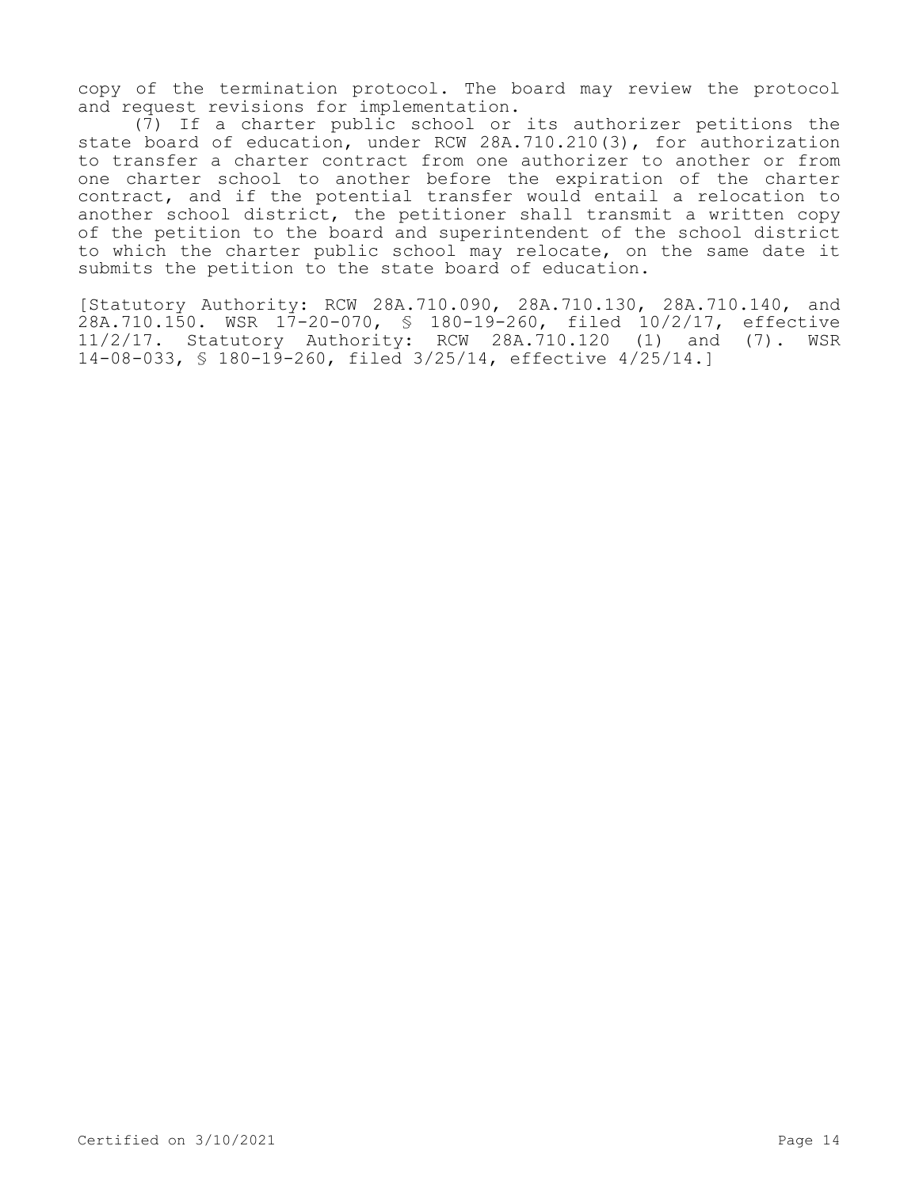copy of the termination protocol. The board may review the protocol and request revisions for implementation.

(7) If a charter public school or its authorizer petitions the state board of education, under RCW 28A.710.210(3), for authorization to transfer a charter contract from one authorizer to another or from one charter school to another before the expiration of the charter contract, and if the potential transfer would entail a relocation to another school district, the petitioner shall transmit a written copy of the petition to the board and superintendent of the school district to which the charter public school may relocate, on the same date it submits the petition to the state board of education.

[Statutory Authority: RCW 28A.710.090, 28A.710.130, 28A.710.140, and 28A.710.150. WSR 17-20-070, § 180-19-260, filed 10/2/17, effective 11/2/17. Statutory Authority: RCW 28A.710.120 (1) and (7). WSR 14-08-033, § 180-19-260, filed 3/25/14, effective 4/25/14.]